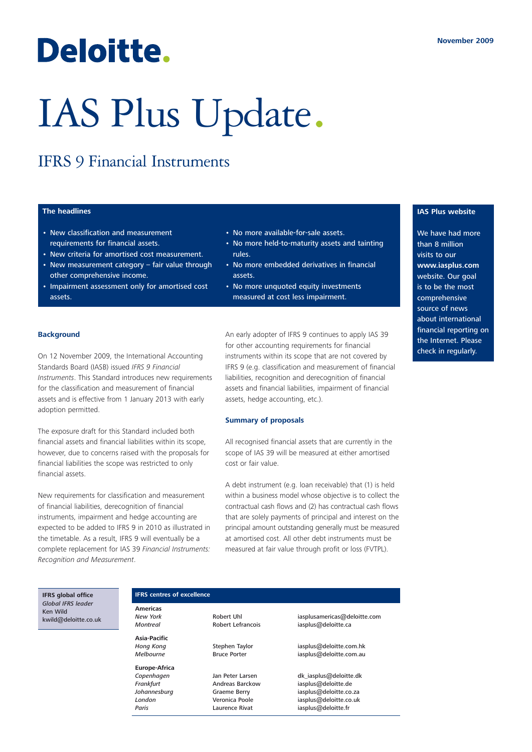Deloitte.

November 2009

# IAS Plus Update.

## IFRS 9 Financial Instruments

**The headlines**

- New classification and measurement requirements for financial assets.
- New criteria for amortised cost measurement.
- New measurement category – fair value through other comprehensive income.
- Impairment assessment only for amortised cost assets.
- No more available-for-sale assets.
- No more held-to-maturity assets and tainting rules.
- No more embedded derivatives in financial assets.
- No more unquoted equity investments measured at cost less impairment.

**IAS Plus website**

We have had more than 8 million visits to our **www.iasplus.com** website. Our goal is to be the most comprehensive source of news about international financial reporting on the Internet. Please check in regularly.

### Background

On 12 November 2009, the International Accounting Standards Board (IASB) issued *IFRS 9 Financial Instruments*. This Standard introduces new requirements for the classification and measurement of financial assets and is effective from 1 January 2013 with early adoption permitted.

The exposure draft for this Standard included both financial assets and financial liabilities within its scope, however, due to concerns raised with the proposals for financial liabilities the scope was restricted to only financial assets.

New requirements for classification and measurement of financial liabilities, derecognition of financial instruments, impairment and hedge accounting are expected to be added to IFRS 9 in 2010 as illustrated in the timetable. As a result, IFRS 9 will eventually be a complete replacement for IAS 39 *Financial Instruments: Recognition and Measurement*.

An early adopter of IFRS 9 continues to apply IAS 39 for other accounting requirements for financial instruments within its scope that are not covered by IFRS 9 (e.g. classification and measurement of financial liabilities, recognition and derecognition of financial assets and financial liabilities, impairment of financial assets, hedge accounting, etc.).

### Summary of proposals

All recognised financial assets that are currently in the scope of IAS 39 will be measured at either amortised cost or fair value.

A debt instrument (e.g. loan receivable) that (1) is held within a business model whose objective is to collect the contractual cash flows and (2) has contractual cash flows that are solely payments of principal and interest on the principal amount outstanding generally must be measured at amortised cost. All other debt instruments must be measured at fair value through profit or loss (FVTPL).

**IFRS global office**
*Global IFRS leader*
Ken Wild
kwild@deloitte.co.uk

**IFRS centres of excellence**

| | | |
|---|---|---|
| **Americas** | | |
| *New York* | Robert Uhl | iasplusamericas@deloitte.com |
| *Montreal* | Robert Lefrancois | iasplus@deloitte.ca |
| **Asia-Pacific** | | |
| *Hong Kong* | Stephen Taylor | iasplus@deloitte.com.hk |
| *Melbourne* | Bruce Porter | iasplus@deloitte.com.au |
| **Europe-Africa** | | |
| *Copenhagen* | Jan Peter Larsen | dk_iasplus@deloitte.dk |
| *Frankfurt* | Andreas Barckow | iasplus@deloitte.de |
| *Johannesburg* | Graeme Berry | iasplus@deloitte.co.za |
| *London* | Veronica Poole | iasplus@deloitte.co.uk |
| *Paris* | Laurence Rivat | iasplus@deloitte.fr |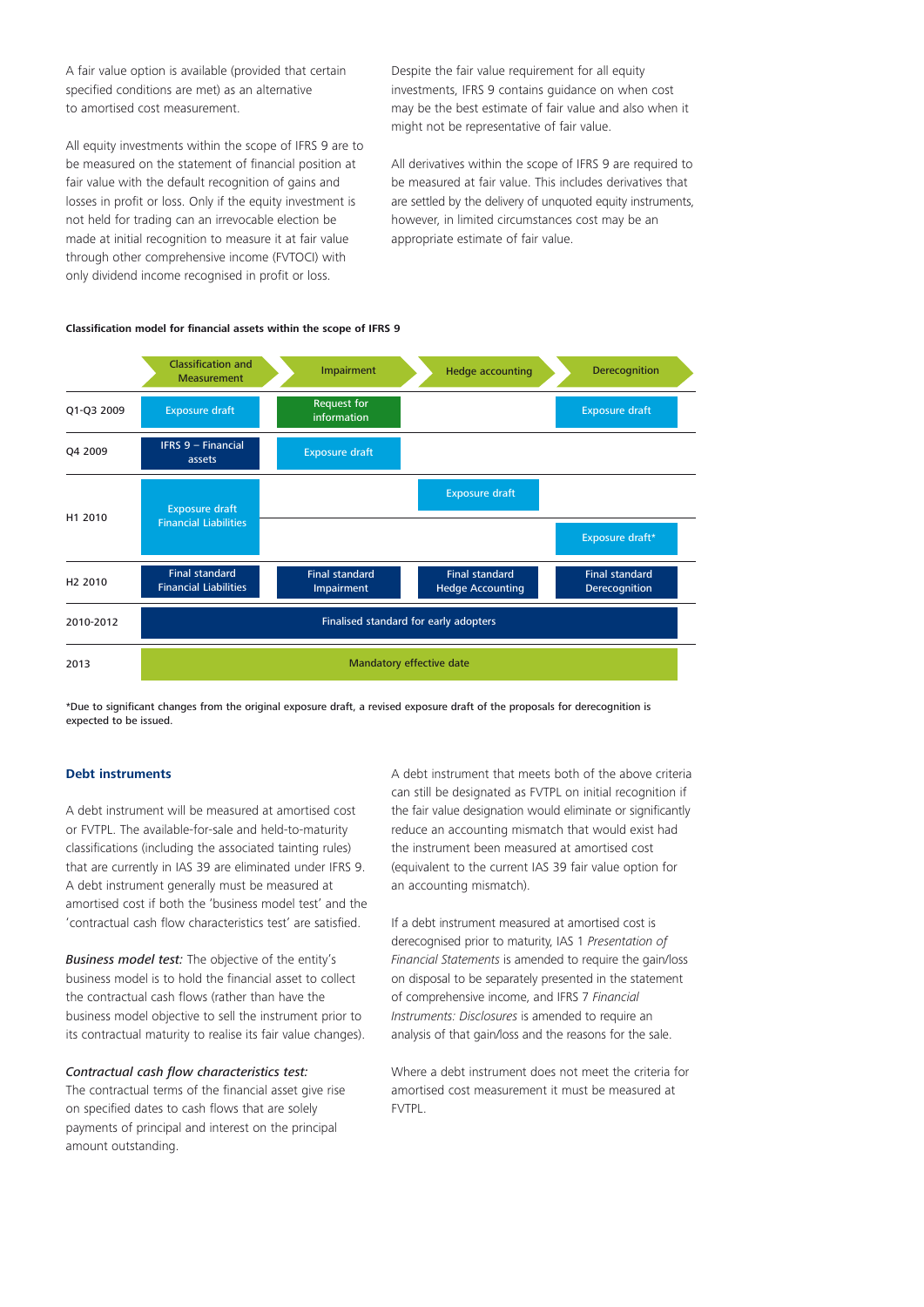A fair value option is available (provided that certain specified conditions are met) as an alternative to amortised cost measurement.

All equity investments within the scope of IFRS 9 are to be measured on the statement of financial position at fair value with the default recognition of gains and losses in profit or loss. Only if the equity investment is not held for trading can an irrevocable election be made at initial recognition to measure it at fair value through other comprehensive income (FVTOCI) with only dividend income recognised in profit or loss.

Despite the fair value requirement for all equity investments, IFRS 9 contains guidance on when cost may be the best estimate of fair value and also when it might not be representative of fair value.

All derivatives within the scope of IFRS 9 are required to be measured at fair value. This includes derivatives that are settled by the delivery of unquoted equity instruments, however, in limited circumstances cost may be an appropriate estimate of fair value.

**Classification model for financial assets within the scope of IFRS 9**

| | Classification and Measurement | Impairment | Hedge accounting | Derecognition |
|---|---|---|---|---|
| Q1-Q3 2009 | Exposure draft | Request for information | | Exposure draft |
| Q4 2009 | IFRS 9 – Financial assets | Exposure draft | | |
| H1 2010 | Exposure draft Financial Liabilities | | Exposure draft | Exposure draft* |
| H2 2010 | Final standard Financial Liabilities | Final standard Impairment | Final standard Hedge Accounting | Final standard Derecognition |
| 2010-2012 | Finalised standard for early adopters | | | |
| 2013 | Mandatory effective date | | | |

*Due to significant changes from the original exposure draft, a revised exposure draft of the proposals for derecognition is expected to be issued.

## Debt instruments

A debt instrument will be measured at amortised cost or FVTPL. The available-for-sale and held-to-maturity classifications (including the associated tainting rules) that are currently in IAS 39 are eliminated under IFRS 9. A debt instrument generally must be measured at amortised cost if both the 'business model test' and the 'contractual cash flow characteristics test' are satisfied.

***Business model test:*** The objective of the entity's business model is to hold the financial asset to collect the contractual cash flows (rather than have the business model objective to sell the instrument prior to its contractual maturity to realise its fair value changes).

***Contractual cash flow characteristics test:*** The contractual terms of the financial asset give rise on specified dates to cash flows that are solely payments of principal and interest on the principal amount outstanding.

A debt instrument that meets both of the above criteria can still be designated as FVTPL on initial recognition if the fair value designation would eliminate or significantly reduce an accounting mismatch that would exist had the instrument been measured at amortised cost (equivalent to the current IAS 39 fair value option for an accounting mismatch).

If a debt instrument measured at amortised cost is derecognised prior to maturity, IAS 1 *Presentation of Financial Statements* is amended to require the gain/loss on disposal to be separately presented in the statement of comprehensive income, and IFRS 7 *Financial Instruments: Disclosures* is amended to require an analysis of that gain/loss and the reasons for the sale.

Where a debt instrument does not meet the criteria for amortised cost measurement it must be measured at FVTPL.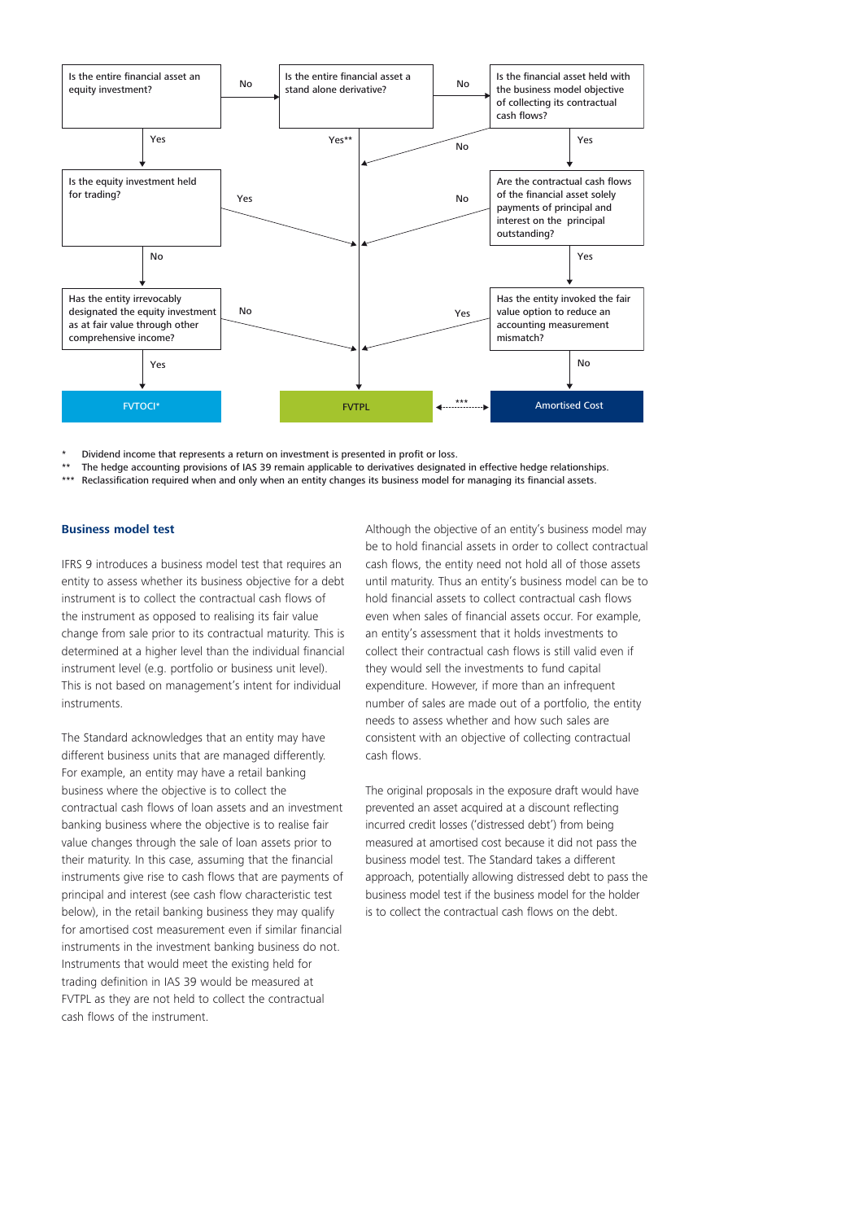Is the entire financial asset an equity investment?

- No → Is the entire financial asset a stand alone derivative?
  - Yes** → FVTPL
  - No → Is the financial asset held with the business model objective of collecting its contractual cash flows?
    - No → FVTPL
    - Yes → Are the contractual cash flows of the financial asset solely payments of principal and interest on the principal outstanding?
      - No → FVTPL
      - Yes → Has the entity invoked the fair value option to reduce an accounting measurement mismatch?
        - Yes → FVTPL
        - No → Amortised Cost
- Yes → Is the equity investment held for trading?
  - Yes → FVTPL
  - No → Has the entity irrevocably designated the equity investment as at fair value through other comprehensive income?
    - No → FVTPL
    - Yes → FVTOCI*

FVTOCI* | FVTPL ←***→ Amortised Cost

\* Dividend income that represents a return on investment is presented in profit or loss.

\*\* The hedge accounting provisions of IAS 39 remain applicable to derivatives designated in effective hedge relationships.

\*\*\* Reclassification required when and only when an entity changes its business model for managing its financial assets.

### Business model test

IFRS 9 introduces a business model test that requires an entity to assess whether its business objective for a debt instrument is to collect the contractual cash flows of the instrument as opposed to realising its fair value change from sale prior to its contractual maturity. This is determined at a higher level than the individual financial instrument level (e.g. portfolio or business unit level). This is not based on management's intent for individual instruments.

The Standard acknowledges that an entity may have different business units that are managed differently. For example, an entity may have a retail banking business where the objective is to collect the contractual cash flows of loan assets and an investment banking business where the objective is to realise fair value changes through the sale of loan assets prior to their maturity. In this case, assuming that the financial instruments give rise to cash flows that are payments of principal and interest (see cash flow characteristic test below), in the retail banking business they may qualify for amortised cost measurement even if similar financial instruments in the investment banking business do not. Instruments that would meet the existing held for trading definition in IAS 39 would be measured at FVTPL as they are not held to collect the contractual cash flows of the instrument.

Although the objective of an entity's business model may be to hold financial assets in order to collect contractual cash flows, the entity need not hold all of those assets until maturity. Thus an entity's business model can be to hold financial assets to collect contractual cash flows even when sales of financial assets occur. For example, an entity's assessment that it holds investments to collect their contractual cash flows is still valid even if they would sell the investments to fund capital expenditure. However, if more than an infrequent number of sales are made out of a portfolio, the entity needs to assess whether and how such sales are consistent with an objective of collecting contractual cash flows.

The original proposals in the exposure draft would have prevented an asset acquired at a discount reflecting incurred credit losses ('distressed debt') from being measured at amortised cost because it did not pass the business model test. The Standard takes a different approach, potentially allowing distressed debt to pass the business model test if the business model for the holder is to collect the contractual cash flows on the debt.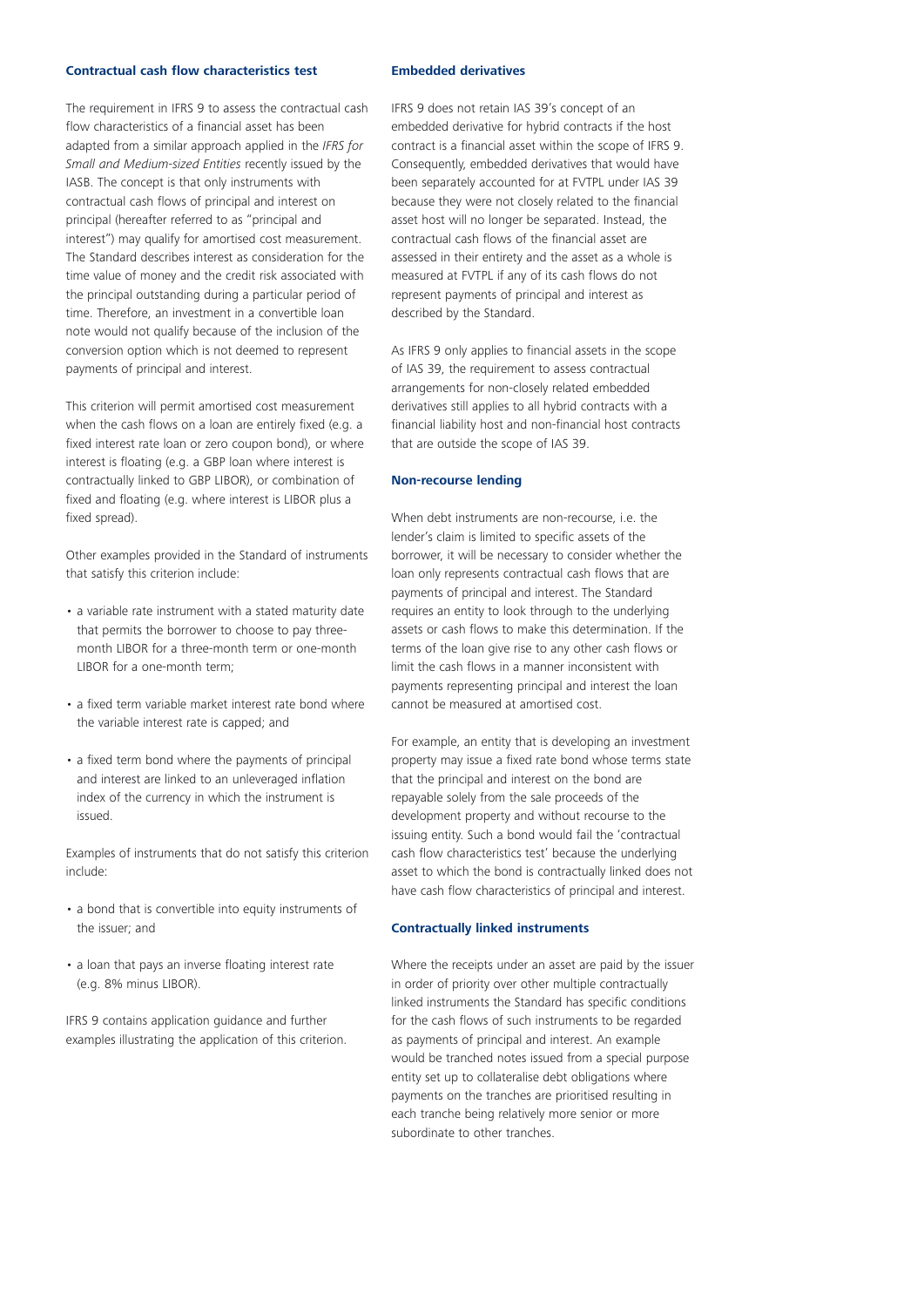### Contractual cash flow characteristics test

The requirement in IFRS 9 to assess the contractual cash flow characteristics of a financial asset has been adapted from a similar approach applied in the *IFRS for Small and Medium-sized Entities* recently issued by the IASB. The concept is that only instruments with contractual cash flows of principal and interest on principal (hereafter referred to as "principal and interest") may qualify for amortised cost measurement. The Standard describes interest as consideration for the time value of money and the credit risk associated with the principal outstanding during a particular period of time. Therefore, an investment in a convertible loan note would not qualify because of the inclusion of the conversion option which is not deemed to represent payments of principal and interest.

This criterion will permit amortised cost measurement when the cash flows on a loan are entirely fixed (e.g. a fixed interest rate loan or zero coupon bond), or where interest is floating (e.g. a GBP loan where interest is contractually linked to GBP LIBOR), or combination of fixed and floating (e.g. where interest is LIBOR plus a fixed spread).

Other examples provided in the Standard of instruments that satisfy this criterion include:

- a variable rate instrument with a stated maturity date that permits the borrower to choose to pay three-month LIBOR for a three-month term or one-month LIBOR for a one-month term;
- a fixed term variable market interest rate bond where the variable interest rate is capped; and
- a fixed term bond where the payments of principal and interest are linked to an unleveraged inflation index of the currency in which the instrument is issued.

Examples of instruments that do not satisfy this criterion include:

- a bond that is convertible into equity instruments of the issuer; and
- a loan that pays an inverse floating interest rate (e.g. 8% minus LIBOR).

IFRS 9 contains application guidance and further examples illustrating the application of this criterion.

### Embedded derivatives

IFRS 9 does not retain IAS 39's concept of an embedded derivative for hybrid contracts if the host contract is a financial asset within the scope of IFRS 9. Consequently, embedded derivatives that would have been separately accounted for at FVTPL under IAS 39 because they were not closely related to the financial asset host will no longer be separated. Instead, the contractual cash flows of the financial asset are assessed in their entirety and the asset as a whole is measured at FVTPL if any of its cash flows do not represent payments of principal and interest as described by the Standard.

As IFRS 9 only applies to financial assets in the scope of IAS 39, the requirement to assess contractual arrangements for non-closely related embedded derivatives still applies to all hybrid contracts with a financial liability host and non-financial host contracts that are outside the scope of IAS 39.

### Non-recourse lending

When debt instruments are non-recourse, i.e. the lender's claim is limited to specific assets of the borrower, it will be necessary to consider whether the loan only represents contractual cash flows that are payments of principal and interest. The Standard requires an entity to look through to the underlying assets or cash flows to make this determination. If the terms of the loan give rise to any other cash flows or limit the cash flows in a manner inconsistent with payments representing principal and interest the loan cannot be measured at amortised cost.

For example, an entity that is developing an investment property may issue a fixed rate bond whose terms state that the principal and interest on the bond are repayable solely from the sale proceeds of the development property and without recourse to the issuing entity. Such a bond would fail the 'contractual cash flow characteristics test' because the underlying asset to which the bond is contractually linked does not have cash flow characteristics of principal and interest.

### Contractually linked instruments

Where the receipts under an asset are paid by the issuer in order of priority over other multiple contractually linked instruments the Standard has specific conditions for the cash flows of such instruments to be regarded as payments of principal and interest. An example would be tranched notes issued from a special purpose entity set up to collateralise debt obligations where payments on the tranches are prioritised resulting in each tranche being relatively more senior or more subordinate to other tranches.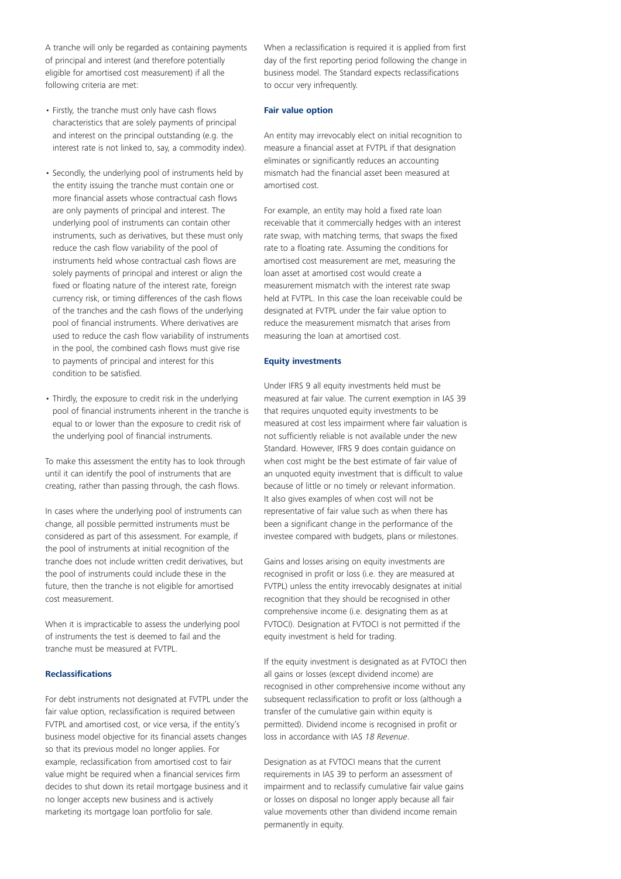A tranche will only be regarded as containing payments of principal and interest (and therefore potentially eligible for amortised cost measurement) if all the following criteria are met:

- Firstly, the tranche must only have cash flows characteristics that are solely payments of principal and interest on the principal outstanding (e.g. the interest rate is not linked to, say, a commodity index).
- Secondly, the underlying pool of instruments held by the entity issuing the tranche must contain one or more financial assets whose contractual cash flows are only payments of principal and interest. The underlying pool of instruments can contain other instruments, such as derivatives, but these must only reduce the cash flow variability of the pool of instruments held whose contractual cash flows are solely payments of principal and interest or align the fixed or floating nature of the interest rate, foreign currency risk, or timing differences of the cash flows of the tranches and the cash flows of the underlying pool of financial instruments. Where derivatives are used to reduce the cash flow variability of instruments in the pool, the combined cash flows must give rise to payments of principal and interest for this condition to be satisfied.
- Thirdly, the exposure to credit risk in the underlying pool of financial instruments inherent in the tranche is equal to or lower than the exposure to credit risk of the underlying pool of financial instruments.

To make this assessment the entity has to look through until it can identify the pool of instruments that are creating, rather than passing through, the cash flows.

In cases where the underlying pool of instruments can change, all possible permitted instruments must be considered as part of this assessment. For example, if the pool of instruments at initial recognition of the tranche does not include written credit derivatives, but the pool of instruments could include these in the future, then the tranche is not eligible for amortised cost measurement.

When it is impracticable to assess the underlying pool of instruments the test is deemed to fail and the tranche must be measured at FVTPL.

### Reclassifications

For debt instruments not designated at FVTPL under the fair value option, reclassification is required between FVTPL and amortised cost, or vice versa, if the entity's business model objective for its financial assets changes so that its previous model no longer applies. For example, reclassification from amortised cost to fair value might be required when a financial services firm decides to shut down its retail mortgage business and it no longer accepts new business and is actively marketing its mortgage loan portfolio for sale.

When a reclassification is required it is applied from first day of the first reporting period following the change in business model. The Standard expects reclassifications to occur very infrequently.

### Fair value option

An entity may irrevocably elect on initial recognition to measure a financial asset at FVTPL if that designation eliminates or significantly reduces an accounting mismatch had the financial asset been measured at amortised cost.

For example, an entity may hold a fixed rate loan receivable that it commercially hedges with an interest rate swap, with matching terms, that swaps the fixed rate to a floating rate. Assuming the conditions for amortised cost measurement are met, measuring the loan asset at amortised cost would create a measurement mismatch with the interest rate swap held at FVTPL. In this case the loan receivable could be designated at FVTPL under the fair value option to reduce the measurement mismatch that arises from measuring the loan at amortised cost.

### Equity investments

Under IFRS 9 all equity investments held must be measured at fair value. The current exemption in IAS 39 that requires unquoted equity investments to be measured at cost less impairment where fair valuation is not sufficiently reliable is not available under the new Standard. However, IFRS 9 does contain guidance on when cost might be the best estimate of fair value of an unquoted equity investment that is difficult to value because of little or no timely or relevant information. It also gives examples of when cost will not be representative of fair value such as when there has been a significant change in the performance of the investee compared with budgets, plans or milestones.

Gains and losses arising on equity investments are recognised in profit or loss (i.e. they are measured at FVTPL) unless the entity irrevocably designates at initial recognition that they should be recognised in other comprehensive income (i.e. designating them as at FVTOCI). Designation at FVTOCI is not permitted if the equity investment is held for trading.

If the equity investment is designated as at FVTOCI then all gains or losses (except dividend income) are recognised in other comprehensive income without any subsequent reclassification to profit or loss (although a transfer of the cumulative gain within equity is permitted). Dividend income is recognised in profit or loss in accordance with IAS *18 Revenue*.

Designation as at FVTOCI means that the current requirements in IAS 39 to perform an assessment of impairment and to reclassify cumulative fair value gains or losses on disposal no longer apply because all fair value movements other than dividend income remain permanently in equity.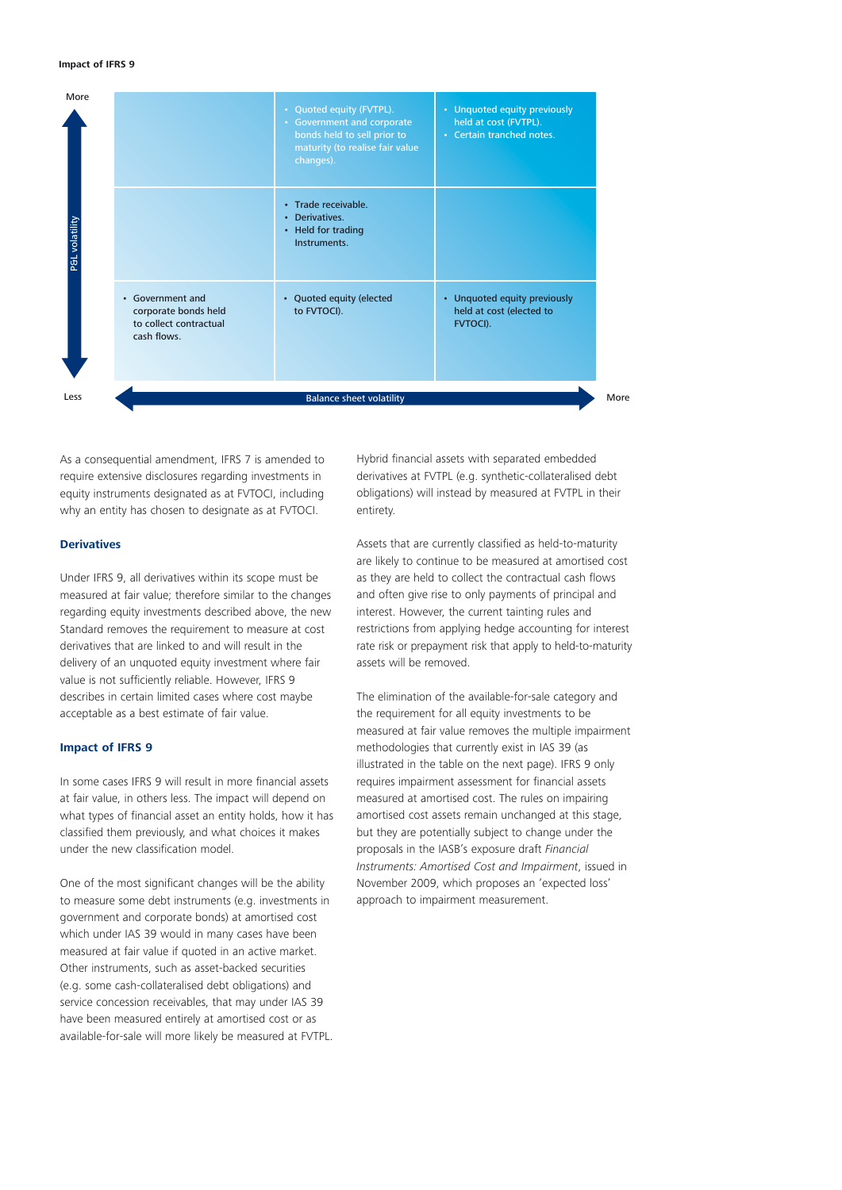**Impact of IFRS 9**

| P&L volatility (More ↑ / Less ↓) \ Balance sheet volatility (Less → More) | | | |
|---|---|---|---|
| More | | • Quoted equity (FVTPL).<br>• Government and corporate bonds held to sell prior to maturity (to realise fair value changes). | • Unquoted equity previously held at cost (FVTPL).<br>• Certain tranched notes. |
| | | • Trade receivable.<br>• Derivatives.<br>• Held for trading Instruments. | |
| Less | • Government and corporate bonds held to collect contractual cash flows. | • Quoted equity (elected to FVTOCI). | • Unquoted equity previously held at cost (elected to FVTOCI). |

As a consequential amendment, IFRS 7 is amended to require extensive disclosures regarding investments in equity instruments designated as at FVTOCI, including why an entity has chosen to designate as at FVTOCI.

### Derivatives

Under IFRS 9, all derivatives within its scope must be measured at fair value; therefore similar to the changes regarding equity investments described above, the new Standard removes the requirement to measure at cost derivatives that are linked to and will result in the delivery of an unquoted equity investment where fair value is not sufficiently reliable. However, IFRS 9 describes in certain limited cases where cost maybe acceptable as a best estimate of fair value.

### Impact of IFRS 9

In some cases IFRS 9 will result in more financial assets at fair value, in others less. The impact will depend on what types of financial asset an entity holds, how it has classified them previously, and what choices it makes under the new classification model.

One of the most significant changes will be the ability to measure some debt instruments (e.g. investments in government and corporate bonds) at amortised cost which under IAS 39 would in many cases have been measured at fair value if quoted in an active market. Other instruments, such as asset-backed securities (e.g. some cash-collateralised debt obligations) and service concession receivables, that may under IAS 39 have been measured entirely at amortised cost or as available-for-sale will more likely be measured at FVTPL.

Hybrid financial assets with separated embedded derivatives at FVTPL (e.g. synthetic-collateralised debt obligations) will instead by measured at FVTPL in their entirety.

Assets that are currently classified as held-to-maturity are likely to continue to be measured at amortised cost as they are held to collect the contractual cash flows and often give rise to only payments of principal and interest. However, the current tainting rules and restrictions from applying hedge accounting for interest rate risk or prepayment risk that apply to held-to-maturity assets will be removed.

The elimination of the available-for-sale category and the requirement for all equity investments to be measured at fair value removes the multiple impairment methodologies that currently exist in IAS 39 (as illustrated in the table on the next page). IFRS 9 only requires impairment assessment for financial assets measured at amortised cost. The rules on impairing amortised cost assets remain unchanged at this stage, but they are potentially subject to change under the proposals in the IASB's exposure draft *Financial Instruments: Amortised Cost and Impairment*, issued in November 2009, which proposes an 'expected loss' approach to impairment measurement.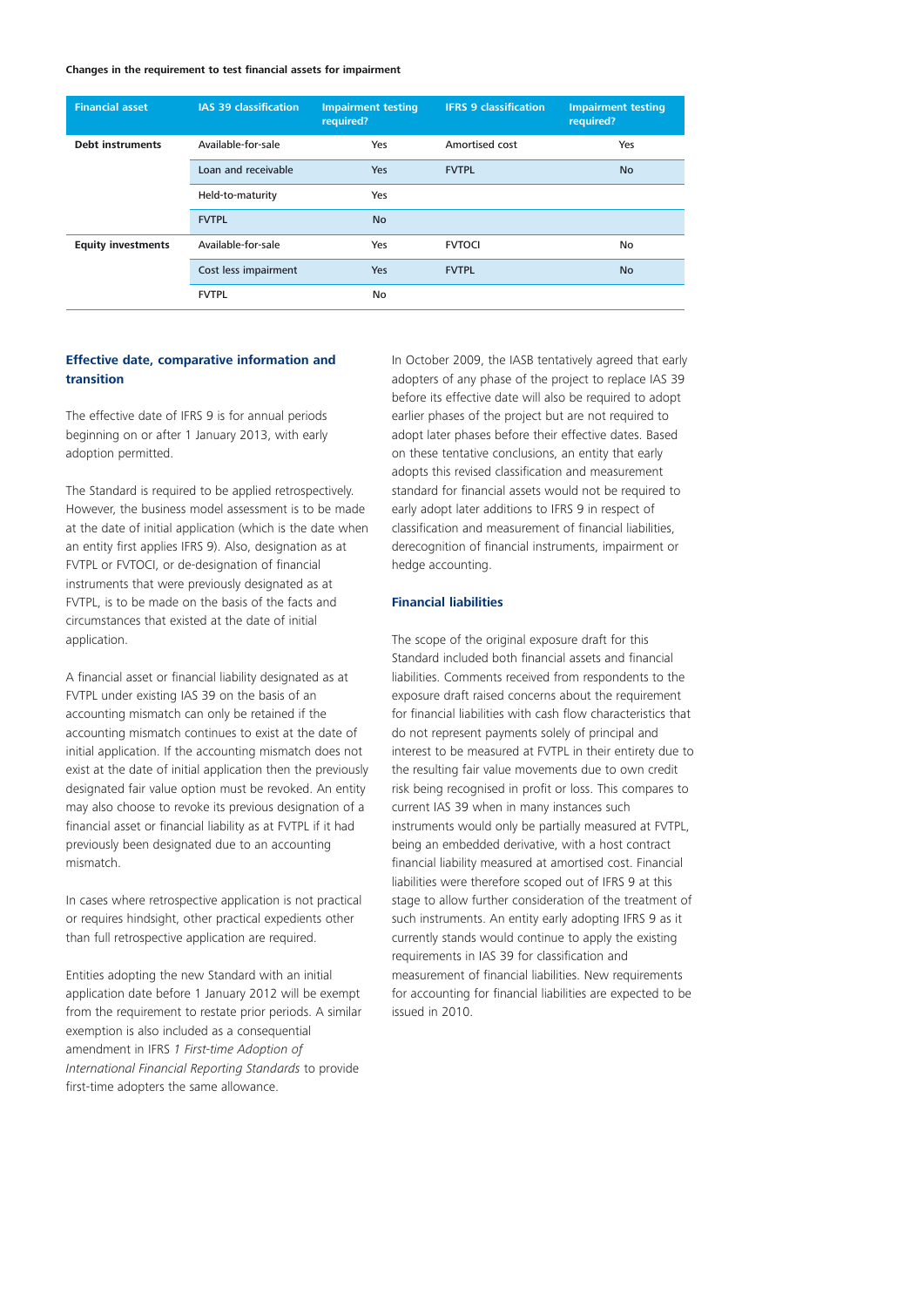**Changes in the requirement to test financial assets for impairment**

| Financial asset | IAS 39 classification | Impairment testing required? | IFRS 9 classification | Impairment testing required? |
|---|---|---|---|---|
| **Debt instruments** | Available-for-sale | Yes | Amortised cost | Yes |
| | Loan and receivable | Yes | FVTPL | No |
| | Held-to-maturity | Yes | | |
| | FVTPL | No | | |
| **Equity investments** | Available-for-sale | Yes | FVTOCI | No |
| | Cost less impairment | Yes | FVTPL | No |
| | FVTPL | No | | |

### Effective date, comparative information and transition

The effective date of IFRS 9 is for annual periods beginning on or after 1 January 2013, with early adoption permitted.

The Standard is required to be applied retrospectively. However, the business model assessment is to be made at the date of initial application (which is the date when an entity first applies IFRS 9). Also, designation as at FVTPL or FVTOCI, or de-designation of financial instruments that were previously designated as at FVTPL, is to be made on the basis of the facts and circumstances that existed at the date of initial application.

A financial asset or financial liability designated as at FVTPL under existing IAS 39 on the basis of an accounting mismatch can only be retained if the accounting mismatch continues to exist at the date of initial application. If the accounting mismatch does not exist at the date of initial application then the previously designated fair value option must be revoked. An entity may also choose to revoke its previous designation of a financial asset or financial liability as at FVTPL if it had previously been designated due to an accounting mismatch.

In cases where retrospective application is not practical or requires hindsight, other practical expedients other than full retrospective application are required.

Entities adopting the new Standard with an initial application date before 1 January 2012 will be exempt from the requirement to restate prior periods. A similar exemption is also included as a consequential amendment in IFRS *1 First-time Adoption of International Financial Reporting Standards* to provide first-time adopters the same allowance.

In October 2009, the IASB tentatively agreed that early adopters of any phase of the project to replace IAS 39 before its effective date will also be required to adopt earlier phases of the project but are not required to adopt later phases before their effective dates. Based on these tentative conclusions, an entity that early adopts this revised classification and measurement standard for financial assets would not be required to early adopt later additions to IFRS 9 in respect of classification and measurement of financial liabilities, derecognition of financial instruments, impairment or hedge accounting.

### Financial liabilities

The scope of the original exposure draft for this Standard included both financial assets and financial liabilities. Comments received from respondents to the exposure draft raised concerns about the requirement for financial liabilities with cash flow characteristics that do not represent payments solely of principal and interest to be measured at FVTPL in their entirety due to the resulting fair value movements due to own credit risk being recognised in profit or loss. This compares to current IAS 39 when in many instances such instruments would only be partially measured at FVTPL, being an embedded derivative, with a host contract financial liability measured at amortised cost. Financial liabilities were therefore scoped out of IFRS 9 at this stage to allow further consideration of the treatment of such instruments. An entity early adopting IFRS 9 as it currently stands would continue to apply the existing requirements in IAS 39 for classification and measurement of financial liabilities. New requirements for accounting for financial liabilities are expected to be issued in 2010.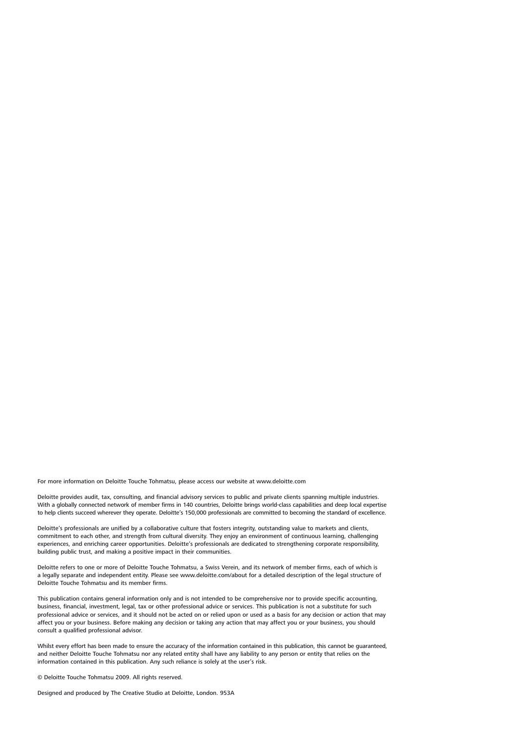For more information on Deloitte Touche Tohmatsu, please access our website at www.deloitte.com

Deloitte provides audit, tax, consulting, and financial advisory services to public and private clients spanning multiple industries. With a globally connected network of member firms in 140 countries, Deloitte brings world-class capabilities and deep local expertise to help clients succeed wherever they operate. Deloitte's 150,000 professionals are committed to becoming the standard of excellence.

Deloitte's professionals are unified by a collaborative culture that fosters integrity, outstanding value to markets and clients, commitment to each other, and strength from cultural diversity. They enjoy an environment of continuous learning, challenging experiences, and enriching career opportunities. Deloitte's professionals are dedicated to strengthening corporate responsibility, building public trust, and making a positive impact in their communities.

Deloitte refers to one or more of Deloitte Touche Tohmatsu, a Swiss Verein, and its network of member firms, each of which is a legally separate and independent entity. Please see www.deloitte.com/about for a detailed description of the legal structure of Deloitte Touche Tohmatsu and its member firms.

This publication contains general information only and is not intended to be comprehensive nor to provide specific accounting, business, financial, investment, legal, tax or other professional advice or services. This publication is not a substitute for such professional advice or services, and it should not be acted on or relied upon or used as a basis for any decision or action that may affect you or your business. Before making any decision or taking any action that may affect you or your business, you should consult a qualified professional advisor.

Whilst every effort has been made to ensure the accuracy of the information contained in this publication, this cannot be guaranteed, and neither Deloitte Touche Tohmatsu nor any related entity shall have any liability to any person or entity that relies on the information contained in this publication. Any such reliance is solely at the user's risk.

© Deloitte Touche Tohmatsu 2009. All rights reserved.

Designed and produced by The Creative Studio at Deloitte, London. 953A